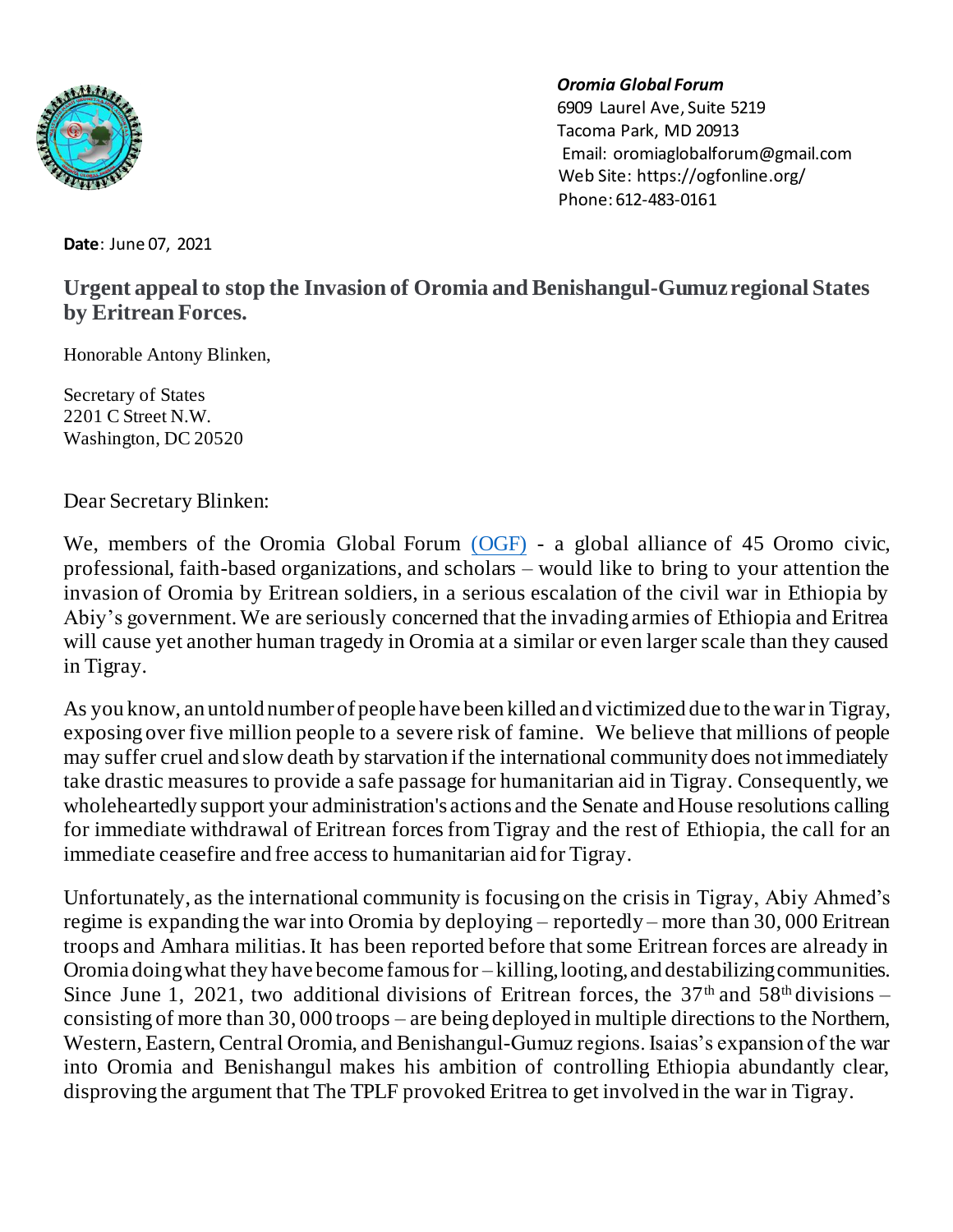***Oromia Global Forum***
6909 Laurel Ave, Suite 5219
Tacoma Park, MD 20913
Email: oromiaglobalforum@gmail.com
Web Site: https://ogfonline.org/
Phone: 612-483-0161

**Date**: June 07, 2021

## Urgent appeal to stop the Invasion of Oromia and Benishangul-Gumuz regional States by Eritrean Forces.

Honorable Antony Blinken,

Secretary of States
2201 C Street N.W.
Washington, DC 20520

Dear Secretary Blinken:

We, members of the Oromia Global Forum (OGF) - a global alliance of 45 Oromo civic, professional, faith-based organizations, and scholars – would like to bring to your attention the invasion of Oromia by Eritrean soldiers, in a serious escalation of the civil war in Ethiopia by Abiy's government. We are seriously concerned that the invading armies of Ethiopia and Eritrea will cause yet another human tragedy in Oromia at a similar or even larger scale than they caused in Tigray.

As you know, an untold number of people have been killed and victimized due to the war in Tigray, exposing over five million people to a severe risk of famine. We believe that millions of people may suffer cruel and slow death by starvation if the international community does not immediately take drastic measures to provide a safe passage for humanitarian aid in Tigray. Consequently, we wholeheartedly support your administration's actions and the Senate and House resolutions calling for immediate withdrawal of Eritrean forces from Tigray and the rest of Ethiopia, the call for an immediate ceasefire and free access to humanitarian aid for Tigray.

Unfortunately, as the international community is focusing on the crisis in Tigray, Abiy Ahmed's regime is expanding the war into Oromia by deploying – reportedly – more than 30, 000 Eritrean troops and Amhara militias. It has been reported before that some Eritrean forces are already in Oromia doing what they have become famous for – killing, looting, and destabilizing communities. Since June 1, 2021, two additional divisions of Eritrean forces, the 37th and 58th divisions – consisting of more than 30, 000 troops – are being deployed in multiple directions to the Northern, Western, Eastern, Central Oromia, and Benishangul-Gumuz regions. Isaias's expansion of the war into Oromia and Benishangul makes his ambition of controlling Ethiopia abundantly clear, disproving the argument that The TPLF provoked Eritrea to get involved in the war in Tigray.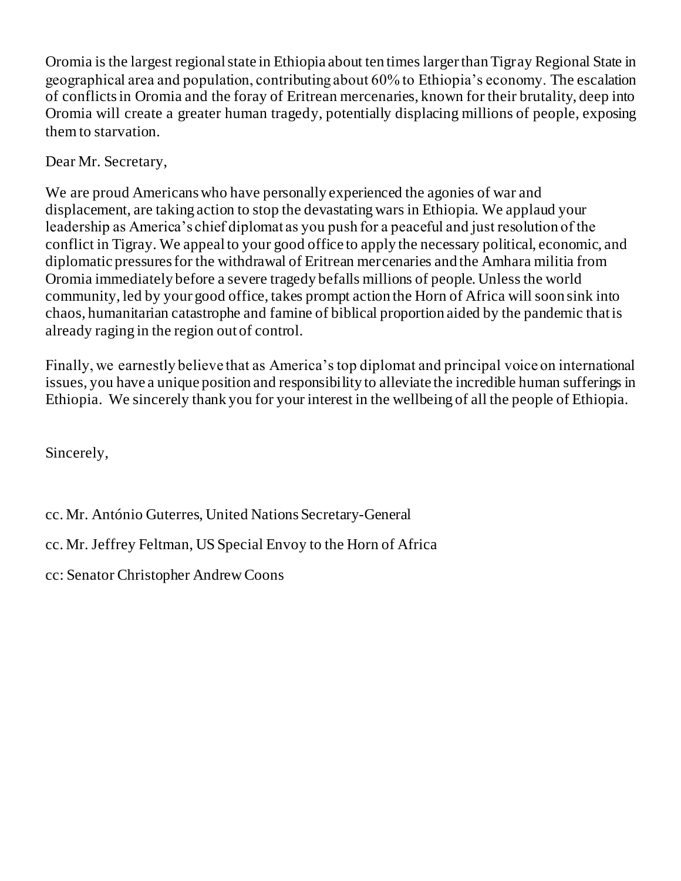Oromia is the largest regional state in Ethiopia about ten times larger than Tigray Regional State in geographical area and population, contributing about 60% to Ethiopia's economy. The escalation of conflicts in Oromia and the foray of Eritrean mercenaries, known for their brutality, deep into Oromia will create a greater human tragedy, potentially displacing millions of people, exposing them to starvation.

Dear Mr. Secretary,

We are proud Americans who have personally experienced the agonies of war and displacement, are taking action to stop the devastating wars in Ethiopia. We applaud your leadership as America's chief diplomat as you push for a peaceful and just resolution of the conflict in Tigray. We appeal to your good office to apply the necessary political, economic, and diplomatic pressures for the withdrawal of Eritrean mercenaries and the Amhara militia from Oromia immediately before a severe tragedy befalls millions of people. Unless the world community, led by your good office, takes prompt action the Horn of Africa will soon sink into chaos, humanitarian catastrophe and famine of biblical proportion aided by the pandemic that is already raging in the region out of control.

Finally, we earnestly believe that as America's top diplomat and principal voice on international issues, you have a unique position and responsibility to alleviate the incredible human sufferings in Ethiopia. We sincerely thank you for your interest in the wellbeing of all the people of Ethiopia.

Sincerely,

cc. Mr. António Guterres, United Nations Secretary-General

cc. Mr. Jeffrey Feltman, US Special Envoy to the Horn of Africa

cc: Senator Christopher Andrew Coons